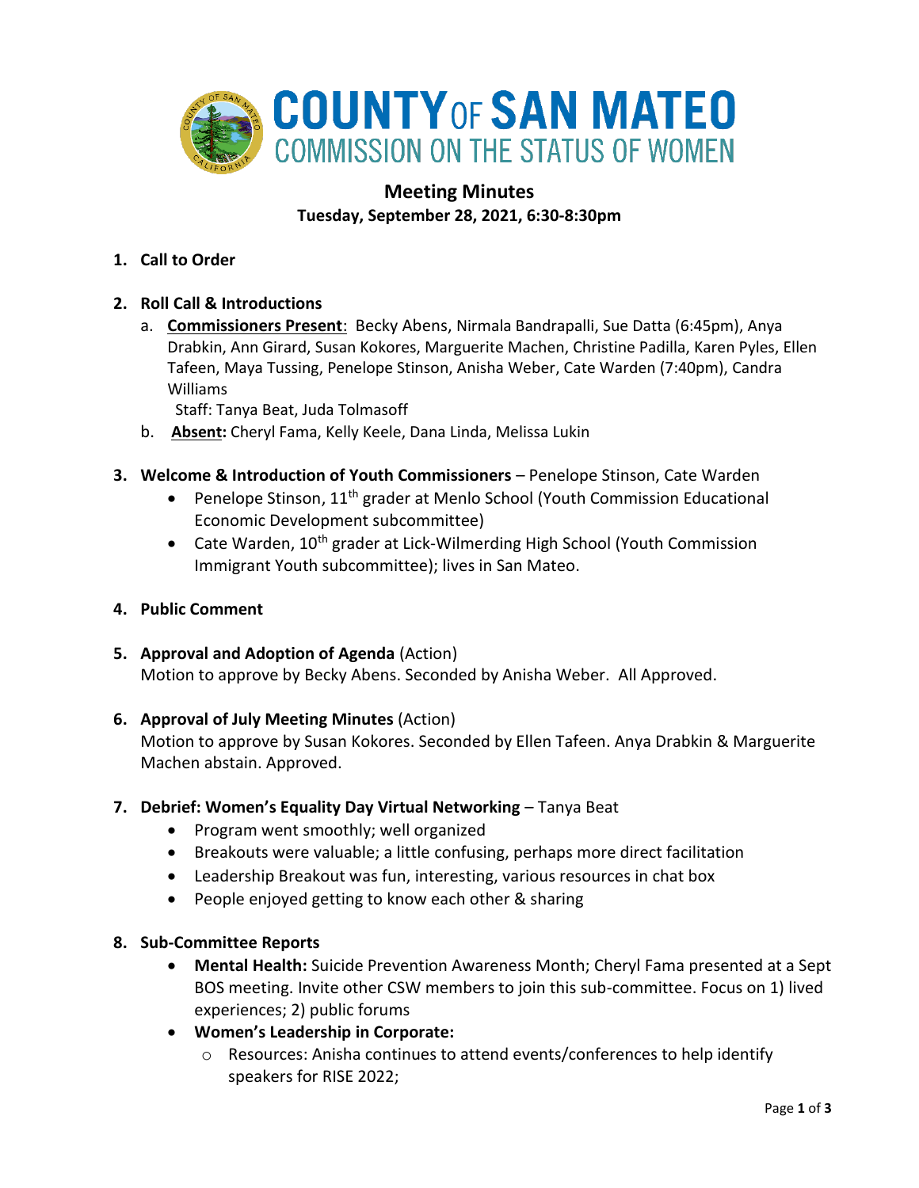# COUNTY OF SAN MATEO
## COMMISSION ON THE STATUS OF WOMEN

## Meeting Minutes
**Tuesday, September 28, 2021, 6:30-8:30pm**

1. **Call to Order**

2. **Roll Call & Introductions**
   a. **Commissioners Present**: Becky Abens, Nirmala Bandrapalli, Sue Datta (6:45pm), Anya Drabkin, Ann Girard, Susan Kokores, Marguerite Machen, Christine Padilla, Karen Pyles, Ellen Tafeen, Maya Tussing, Penelope Stinson, Anisha Weber, Cate Warden (7:40pm), Candra Williams
   Staff: Tanya Beat, Juda Tolmasoff
   b. **Absent:** Cheryl Fama, Kelly Keele, Dana Linda, Melissa Lukin

3. **Welcome & Introduction of Youth Commissioners** – Penelope Stinson, Cate Warden
   - Penelope Stinson, 11th grader at Menlo School (Youth Commission Educational Economic Development subcommittee)
   - Cate Warden, 10th grader at Lick-Wilmerding High School (Youth Commission Immigrant Youth subcommittee); lives in San Mateo.

4. **Public Comment**

5. **Approval and Adoption of Agenda** (Action)
   Motion to approve by Becky Abens. Seconded by Anisha Weber. All Approved.

6. **Approval of July Meeting Minutes** (Action)
   Motion to approve by Susan Kokores. Seconded by Ellen Tafeen. Anya Drabkin & Marguerite Machen abstain. Approved.

7. **Debrief: Women's Equality Day Virtual Networking** – Tanya Beat
   - Program went smoothly; well organized
   - Breakouts were valuable; a little confusing, perhaps more direct facilitation
   - Leadership Breakout was fun, interesting, various resources in chat box
   - People enjoyed getting to know each other & sharing

8. **Sub-Committee Reports**
   - **Mental Health:** Suicide Prevention Awareness Month; Cheryl Fama presented at a Sept BOS meeting. Invite other CSW members to join this sub-committee. Focus on 1) lived experiences; 2) public forums
   - **Women's Leadership in Corporate:**
     - Resources: Anisha continues to attend events/conferences to help identify speakers for RISE 2022;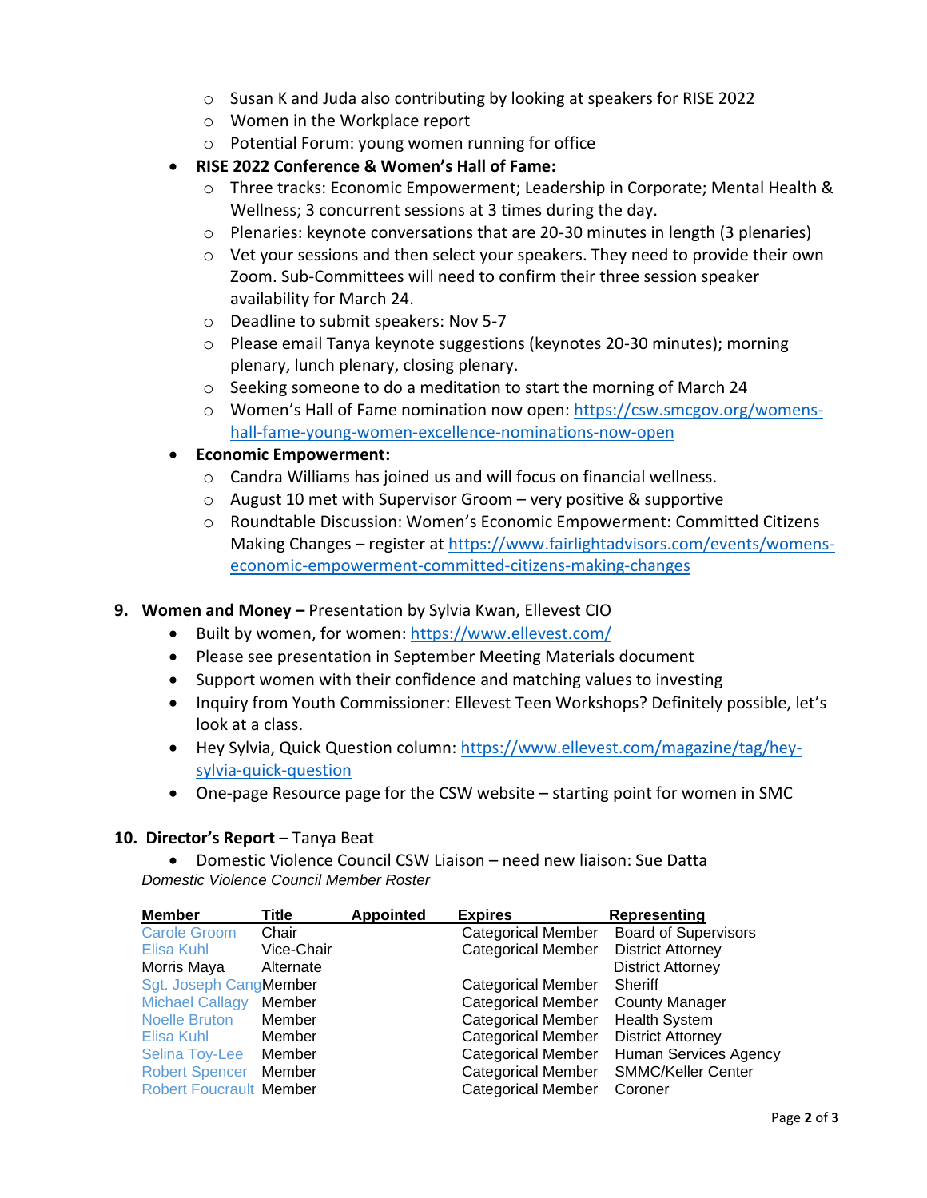- Susan K and Juda also contributing by looking at speakers for RISE 2022
    - Women in the Workplace report
    - Potential Forum: young women running for office
- **RISE 2022 Conference & Women's Hall of Fame:**
    - Three tracks: Economic Empowerment; Leadership in Corporate; Mental Health & Wellness; 3 concurrent sessions at 3 times during the day.
    - Plenaries: keynote conversations that are 20-30 minutes in length (3 plenaries)
    - Vet your sessions and then select your speakers. They need to provide their own Zoom. Sub-Committees will need to confirm their three session speaker availability for March 24.
    - Deadline to submit speakers: Nov 5-7
    - Please email Tanya keynote suggestions (keynotes 20-30 minutes); morning plenary, lunch plenary, closing plenary.
    - Seeking someone to do a meditation to start the morning of March 24
    - Women's Hall of Fame nomination now open: [https://csw.smcgov.org/womens-hall-fame-young-women-excellence-nominations-now-open](https://csw.smcgov.org/womens-hall-fame-young-women-excellence-nominations-now-open)
- **Economic Empowerment:**
    - Candra Williams has joined us and will focus on financial wellness.
    - August 10 met with Supervisor Groom – very positive & supportive
    - Roundtable Discussion: Women's Economic Empowerment: Committed Citizens Making Changes – register at [https://www.fairlightadvisors.com/events/womens-economic-empowerment-committed-citizens-making-changes](https://www.fairlightadvisors.com/events/womens-economic-empowerment-committed-citizens-making-changes)

9. **Women and Money –** Presentation by Sylvia Kwan, Ellevest CIO
    - Built by women, for women: [https://www.ellevest.com/](https://www.ellevest.com/)
    - Please see presentation in September Meeting Materials document
    - Support women with their confidence and matching values to investing
    - Inquiry from Youth Commissioner: Ellevest Teen Workshops? Definitely possible, let's look at a class.
    - Hey Sylvia, Quick Question column: [https://www.ellevest.com/magazine/tag/hey-sylvia-quick-question](https://www.ellevest.com/magazine/tag/hey-sylvia-quick-question)
    - One-page Resource page for the CSW website – starting point for women in SMC

10. **Director's Report** – Tanya Beat
    - Domestic Violence Council CSW Liaison – need new liaison: Sue Datta

*Domestic Violence Council Member Roster*

| Member | Title | Appointed | Expires | Representing |
|---|---|---|---|---|
| Carole Groom | Chair | | Categorical Member | Board of Supervisors |
| Elisa Kuhl | Vice-Chair | | Categorical Member | District Attorney |
| Morris Maya | Alternate | | | District Attorney |
| Sgt. Joseph Cang | Member | | Categorical Member | Sheriff |
| Michael Callagy | Member | | Categorical Member | County Manager |
| Noelle Bruton | Member | | Categorical Member | Health System |
| Elisa Kuhl | Member | | Categorical Member | District Attorney |
| Selina Toy-Lee | Member | | Categorical Member | Human Services Agency |
| Robert Spencer | Member | | Categorical Member | SMMC/Keller Center |
| Robert Foucrault | Member | | Categorical Member | Coroner |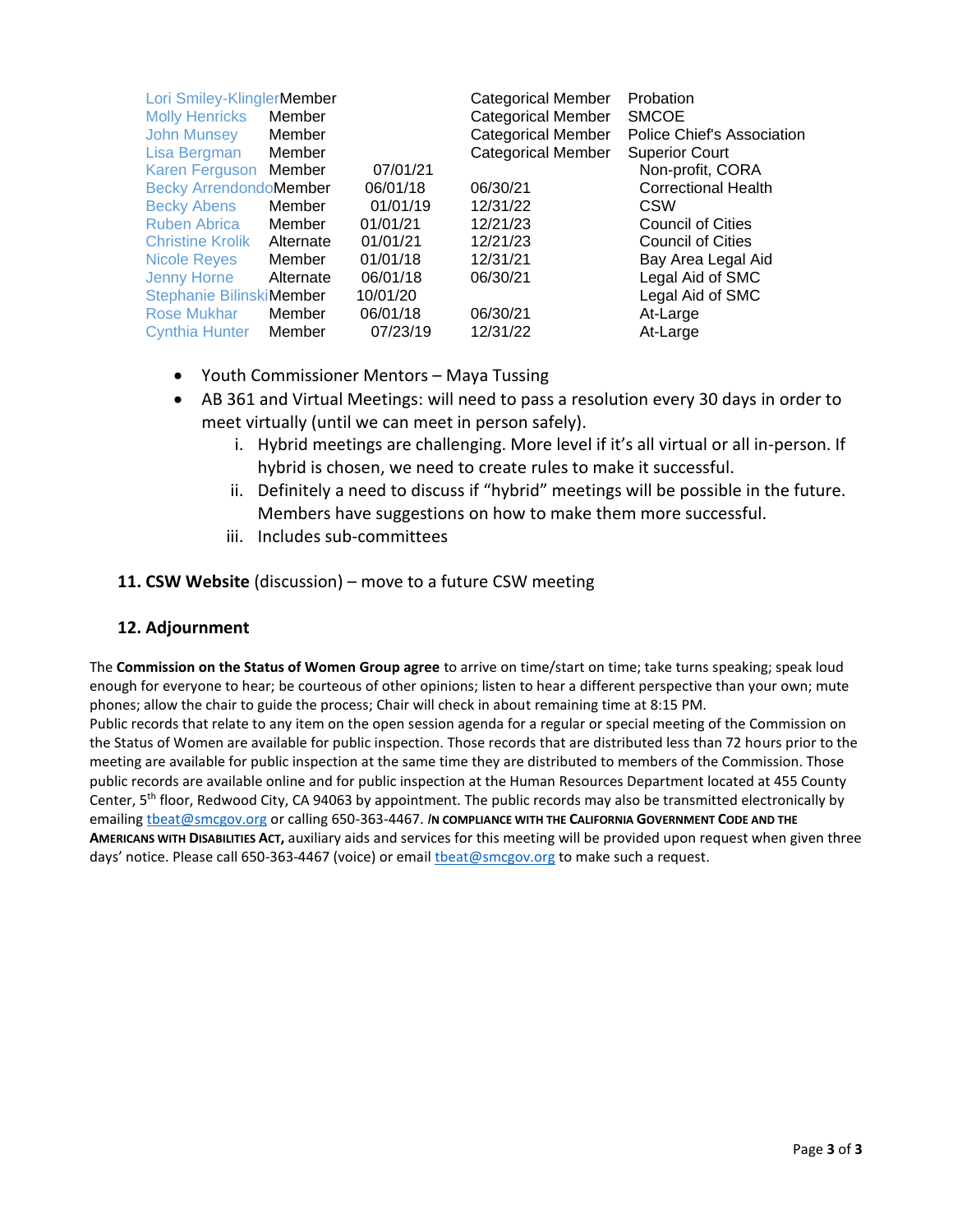| | | | | |
|---|---|---|---|---|
| Lori Smiley-Klingler | Member | | Categorical Member | Probation |
| Molly Henricks | Member | | Categorical Member | SMCOE |
| John Munsey | Member | | Categorical Member | Police Chief's Association |
| Lisa Bergman | Member | | Categorical Member | Superior Court |
| Karen Ferguson | Member | 07/01/21 | | Non-profit, CORA |
| Becky Arrendondo | Member | 06/01/18 | 06/30/21 | Correctional Health |
| Becky Abens | Member | 01/01/19 | 12/31/22 | CSW |
| Ruben Abrica | Member | 01/01/21 | 12/21/23 | Council of Cities |
| Christine Krolik | Alternate | 01/01/21 | 12/21/23 | Council of Cities |
| Nicole Reyes | Member | 01/01/18 | 12/31/21 | Bay Area Legal Aid |
| Jenny Horne | Alternate | 06/01/18 | 06/30/21 | Legal Aid of SMC |
| Stephanie Bilinski | Member | 10/01/20 | | Legal Aid of SMC |
| Rose Mukhar | Member | 06/01/18 | 06/30/21 | At-Large |
| Cynthia Hunter | Member | 07/23/19 | 12/31/22 | At-Large |

- Youth Commissioner Mentors – Maya Tussing
- AB 361 and Virtual Meetings: will need to pass a resolution every 30 days in order to meet virtually (until we can meet in person safely).
  i. Hybrid meetings are challenging. More level if it's all virtual or all in-person. If hybrid is chosen, we need to create rules to make it successful.
  ii. Definitely a need to discuss if "hybrid" meetings will be possible in the future. Members have suggestions on how to make them more successful.
  iii. Includes sub-committees

**11. CSW Website** (discussion) – move to a future CSW meeting

**12. Adjournment**

The **Commission on the Status of Women Group agree** to arrive on time/start on time; take turns speaking; speak loud enough for everyone to hear; be courteous of other opinions; listen to hear a different perspective than your own; mute phones; allow the chair to guide the process; Chair will check in about remaining time at 8:15 PM.
Public records that relate to any item on the open session agenda for a regular or special meeting of the Commission on the Status of Women are available for public inspection. Those records that are distributed less than 72 hours prior to the meeting are available for public inspection at the same time they are distributed to members of the Commission. Those public records are available online and for public inspection at the Human Resources Department located at 455 County Center, 5th floor, Redwood City, CA 94063 by appointment. The public records may also be transmitted electronically by emailing tbeat@smcgov.org or calling 650-363-4467. ***IN COMPLIANCE WITH THE CALIFORNIA GOVERNMENT CODE AND THE AMERICANS WITH DISABILITIES ACT,*** auxiliary aids and services for this meeting will be provided upon request when given three days' notice. Please call 650-363-4467 (voice) or email tbeat@smcgov.org to make such a request.